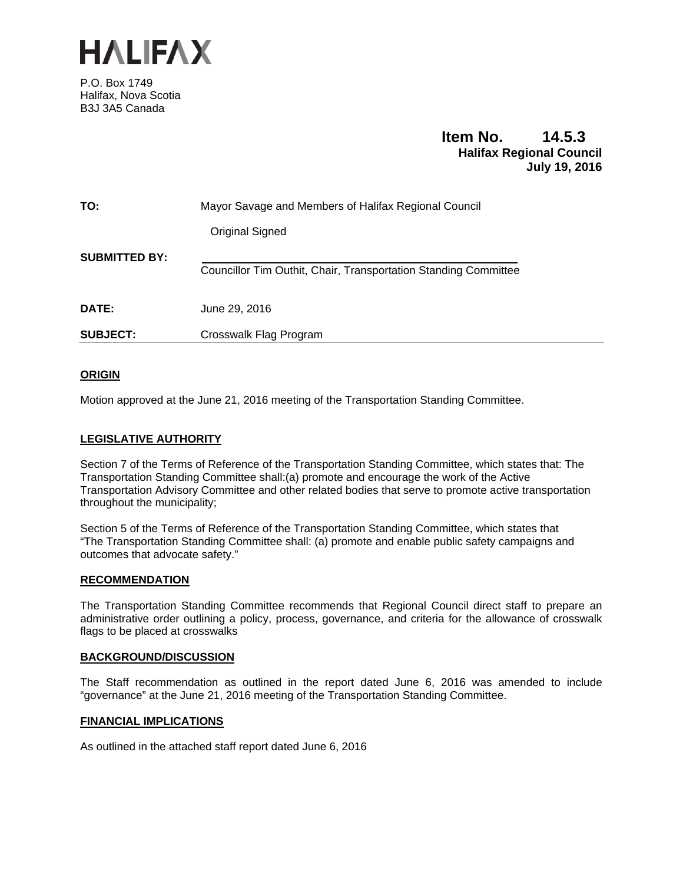HALIFAX

P.O. Box 1749
Halifax, Nova Scotia
B3J 3A5 Canada

**Item No. 14.5.3**
**Halifax Regional Council**
**July 19, 2016**

| | |
|---|---|
| **TO:** | Mayor Savage and Members of Halifax Regional Council |
| | Original Signed |
| **SUBMITTED BY:** | Councillor Tim Outhit, Chair, Transportation Standing Committee |
| **DATE:** | June 29, 2016 |
| **SUBJECT:** | Crosswalk Flag Program |

## ORIGIN

Motion approved at the June 21, 2016 meeting of the Transportation Standing Committee.

## LEGISLATIVE AUTHORITY

Section 7 of the Terms of Reference of the Transportation Standing Committee, which states that: The Transportation Standing Committee shall:(a) promote and encourage the work of the Active Transportation Advisory Committee and other related bodies that serve to promote active transportation throughout the municipality;

Section 5 of the Terms of Reference of the Transportation Standing Committee, which states that "The Transportation Standing Committee shall: (a) promote and enable public safety campaigns and outcomes that advocate safety."

## RECOMMENDATION

The Transportation Standing Committee recommends that Regional Council direct staff to prepare an administrative order outlining a policy, process, governance, and criteria for the allowance of crosswalk flags to be placed at crosswalks

## BACKGROUND/DISCUSSION

The Staff recommendation as outlined in the report dated June 6, 2016 was amended to include "governance" at the June 21, 2016 meeting of the Transportation Standing Committee.

## FINANCIAL IMPLICATIONS

As outlined in the attached staff report dated June 6, 2016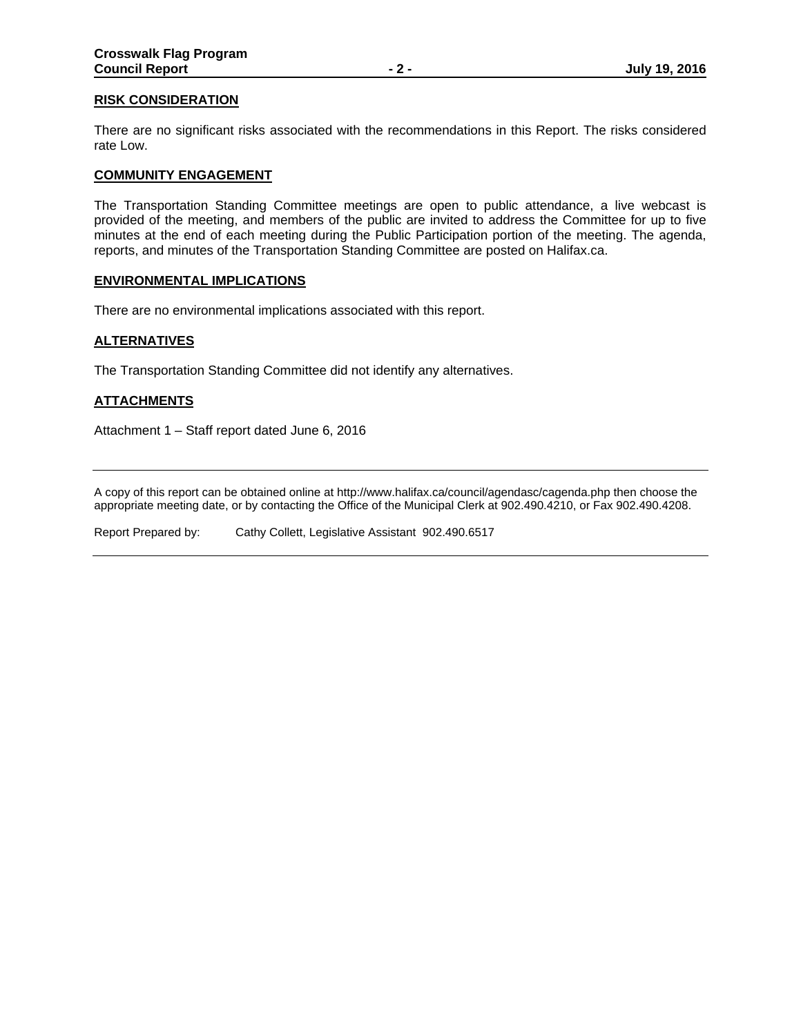## RISK CONSIDERATION

There are no significant risks associated with the recommendations in this Report. The risks considered rate Low.

## COMMUNITY ENGAGEMENT

The Transportation Standing Committee meetings are open to public attendance, a live webcast is provided of the meeting, and members of the public are invited to address the Committee for up to five minutes at the end of each meeting during the Public Participation portion of the meeting. The agenda, reports, and minutes of the Transportation Standing Committee are posted on Halifax.ca.

## ENVIRONMENTAL IMPLICATIONS

There are no environmental implications associated with this report.

## ALTERNATIVES

The Transportation Standing Committee did not identify any alternatives.

## ATTACHMENTS

Attachment 1 – Staff report dated June 6, 2016

---

A copy of this report can be obtained online at http://www.halifax.ca/council/agendasc/cagenda.php then choose the appropriate meeting date, or by contacting the Office of the Municipal Clerk at 902.490.4210, or Fax 902.490.4208.

Report Prepared by: Cathy Collett, Legislative Assistant 902.490.6517

---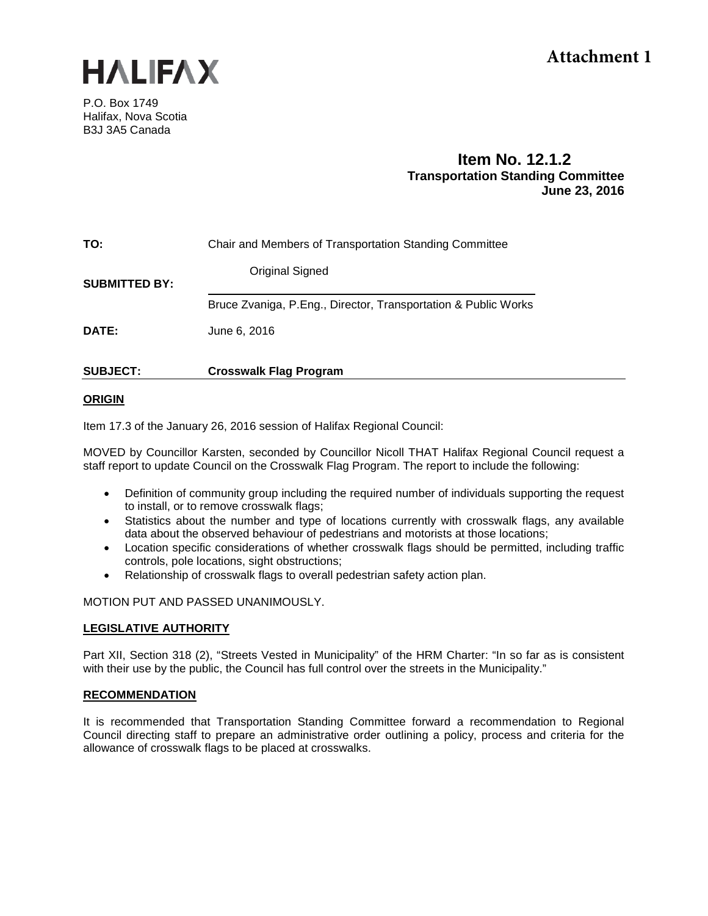**Attachment 1**

**HALIFAX**

P.O. Box 1749
Halifax, Nova Scotia
B3J 3A5 Canada

**Item No. 12.1.2**
**Transportation Standing Committee**
**June 23, 2016**

**TO:** Chair and Members of Transportation Standing Committee

**SUBMITTED BY:** Original Signed

Bruce Zvaniga, P.Eng., Director, Transportation & Public Works

**DATE:** June 6, 2016

**SUBJECT: Crosswalk Flag Program**

## ORIGIN

Item 17.3 of the January 26, 2016 session of Halifax Regional Council:

MOVED by Councillor Karsten, seconded by Councillor Nicoll THAT Halifax Regional Council request a staff report to update Council on the Crosswalk Flag Program. The report to include the following:

- Definition of community group including the required number of individuals supporting the request to install, or to remove crosswalk flags;
- Statistics about the number and type of locations currently with crosswalk flags, any available data about the observed behaviour of pedestrians and motorists at those locations;
- Location specific considerations of whether crosswalk flags should be permitted, including traffic controls, pole locations, sight obstructions;
- Relationship of crosswalk flags to overall pedestrian safety action plan.

MOTION PUT AND PASSED UNANIMOUSLY.

## LEGISLATIVE AUTHORITY

Part XII, Section 318 (2), "Streets Vested in Municipality" of the HRM Charter: "In so far as is consistent with their use by the public, the Council has full control over the streets in the Municipality."

## RECOMMENDATION

It is recommended that Transportation Standing Committee forward a recommendation to Regional Council directing staff to prepare an administrative order outlining a policy, process and criteria for the allowance of crosswalk flags to be placed at crosswalks.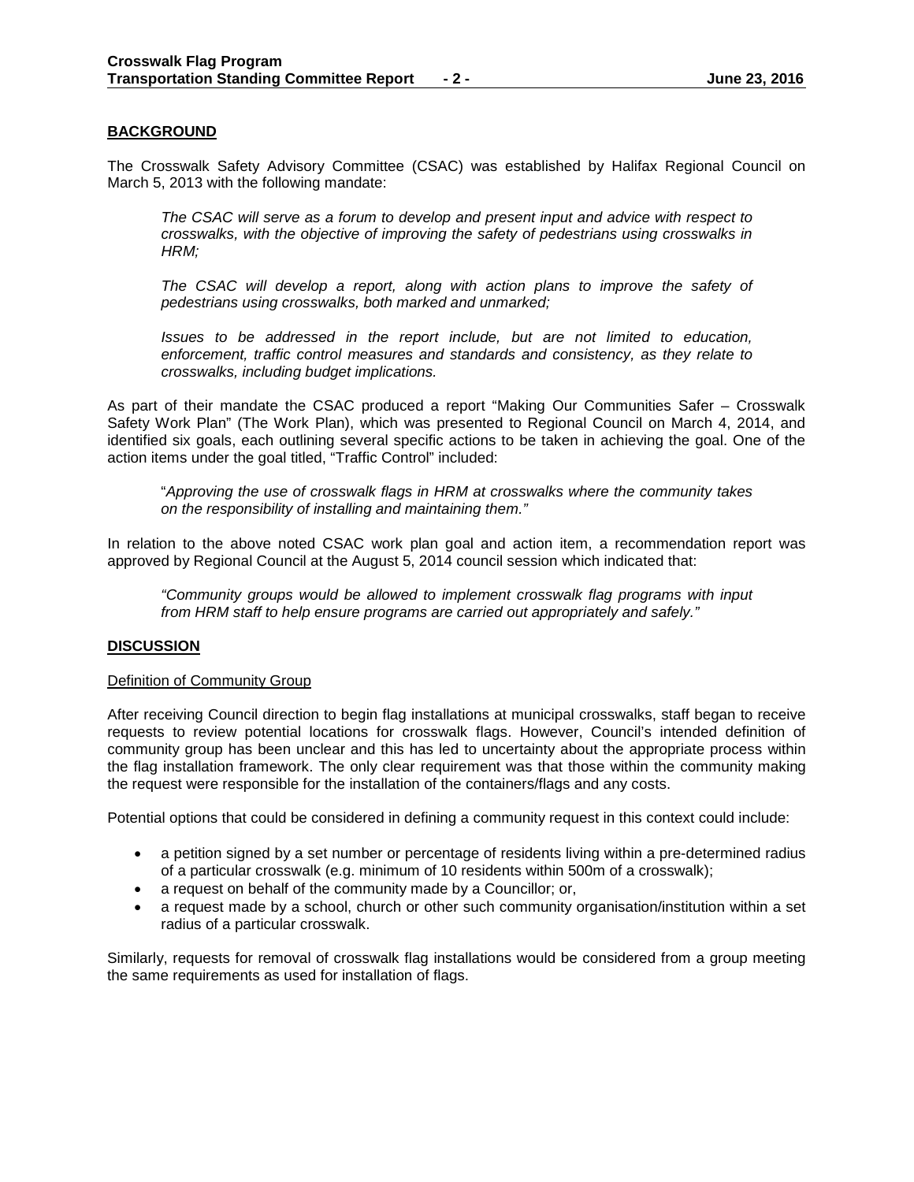## BACKGROUND

The Crosswalk Safety Advisory Committee (CSAC) was established by Halifax Regional Council on March 5, 2013 with the following mandate:

> *The CSAC will serve as a forum to develop and present input and advice with respect to crosswalks, with the objective of improving the safety of pedestrians using crosswalks in HRM;*
>
> *The CSAC will develop a report, along with action plans to improve the safety of pedestrians using crosswalks, both marked and unmarked;*
>
> *Issues to be addressed in the report include, but are not limited to education, enforcement, traffic control measures and standards and consistency, as they relate to crosswalks, including budget implications.*

As part of their mandate the CSAC produced a report "Making Our Communities Safer – Crosswalk Safety Work Plan" (The Work Plan), which was presented to Regional Council on March 4, 2014, and identified six goals, each outlining several specific actions to be taken in achieving the goal. One of the action items under the goal titled, "Traffic Control" included:

> "*Approving the use of crosswalk flags in HRM at crosswalks where the community takes on the responsibility of installing and maintaining them."*

In relation to the above noted CSAC work plan goal and action item, a recommendation report was approved by Regional Council at the August 5, 2014 council session which indicated that:

> *"Community groups would be allowed to implement crosswalk flag programs with input from HRM staff to help ensure programs are carried out appropriately and safely."*

## DISCUSSION

### Definition of Community Group

After receiving Council direction to begin flag installations at municipal crosswalks, staff began to receive requests to review potential locations for crosswalk flags. However, Council's intended definition of community group has been unclear and this has led to uncertainty about the appropriate process within the flag installation framework. The only clear requirement was that those within the community making the request were responsible for the installation of the containers/flags and any costs.

Potential options that could be considered in defining a community request in this context could include:

- a petition signed by a set number or percentage of residents living within a pre-determined radius of a particular crosswalk (e.g. minimum of 10 residents within 500m of a crosswalk);
- a request on behalf of the community made by a Councillor; or,
- a request made by a school, church or other such community organisation/institution within a set radius of a particular crosswalk.

Similarly, requests for removal of crosswalk flag installations would be considered from a group meeting the same requirements as used for installation of flags.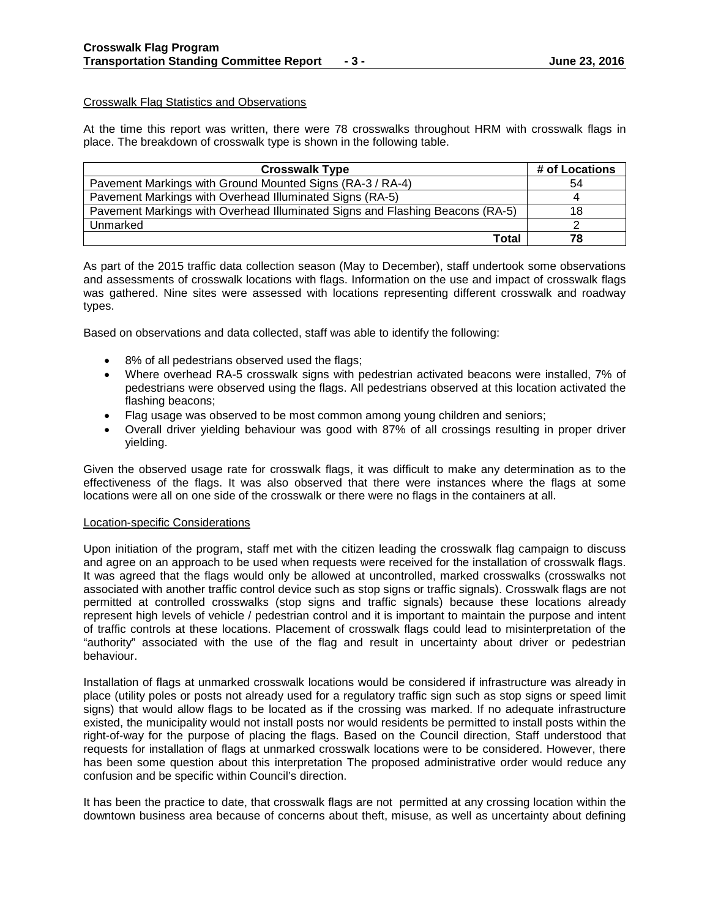Crosswalk Flag Statistics and Observations

At the time this report was written, there were 78 crosswalks throughout HRM with crosswalk flags in place. The breakdown of crosswalk type is shown in the following table.

| Crosswalk Type | # of Locations |
|---|---|
| Pavement Markings with Ground Mounted Signs (RA-3 / RA-4) | 54 |
| Pavement Markings with Overhead Illuminated Signs (RA-5) | 4 |
| Pavement Markings with Overhead Illuminated Signs and Flashing Beacons (RA-5) | 18 |
| Unmarked | 2 |
| **Total** | **78** |

As part of the 2015 traffic data collection season (May to December), staff undertook some observations and assessments of crosswalk locations with flags. Information on the use and impact of crosswalk flags was gathered. Nine sites were assessed with locations representing different crosswalk and roadway types.

Based on observations and data collected, staff was able to identify the following:

- 8% of all pedestrians observed used the flags;
- Where overhead RA-5 crosswalk signs with pedestrian activated beacons were installed, 7% of pedestrians were observed using the flags. All pedestrians observed at this location activated the flashing beacons;
- Flag usage was observed to be most common among young children and seniors;
- Overall driver yielding behaviour was good with 87% of all crossings resulting in proper driver yielding.

Given the observed usage rate for crosswalk flags, it was difficult to make any determination as to the effectiveness of the flags. It was also observed that there were instances where the flags at some locations were all on one side of the crosswalk or there were no flags in the containers at all.

Location-specific Considerations

Upon initiation of the program, staff met with the citizen leading the crosswalk flag campaign to discuss and agree on an approach to be used when requests were received for the installation of crosswalk flags. It was agreed that the flags would only be allowed at uncontrolled, marked crosswalks (crosswalks not associated with another traffic control device such as stop signs or traffic signals). Crosswalk flags are not permitted at controlled crosswalks (stop signs and traffic signals) because these locations already represent high levels of vehicle / pedestrian control and it is important to maintain the purpose and intent of traffic controls at these locations. Placement of crosswalk flags could lead to misinterpretation of the "authority" associated with the use of the flag and result in uncertainty about driver or pedestrian behaviour.

Installation of flags at unmarked crosswalk locations would be considered if infrastructure was already in place (utility poles or posts not already used for a regulatory traffic sign such as stop signs or speed limit signs) that would allow flags to be located as if the crossing was marked. If no adequate infrastructure existed, the municipality would not install posts nor would residents be permitted to install posts within the right-of-way for the purpose of placing the flags. Based on the Council direction, Staff understood that requests for installation of flags at unmarked crosswalk locations were to be considered. However, there has been some question about this interpretation The proposed administrative order would reduce any confusion and be specific within Council's direction.

It has been the practice to date, that crosswalk flags are not permitted at any crossing location within the downtown business area because of concerns about theft, misuse, as well as uncertainty about defining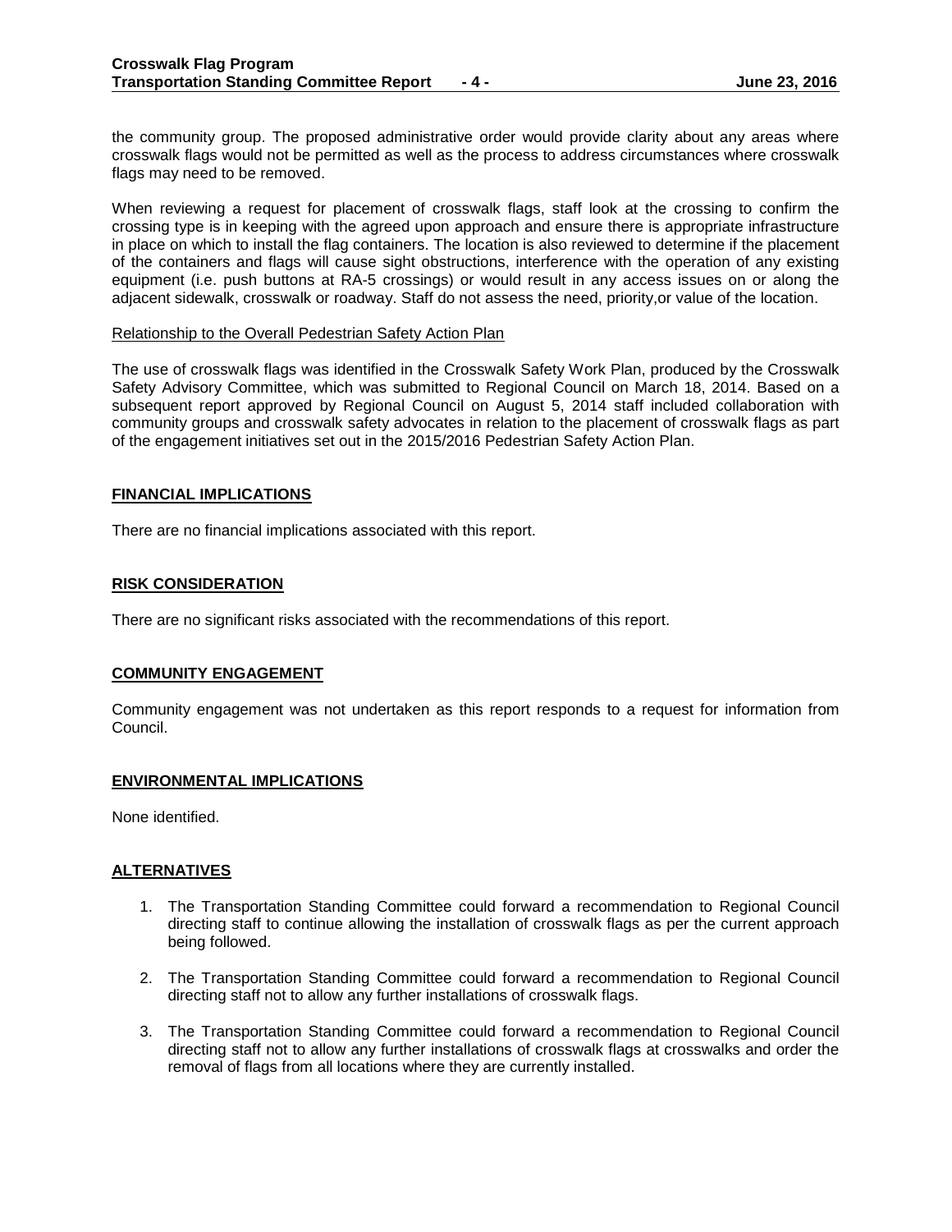the community group. The proposed administrative order would provide clarity about any areas where crosswalk flags would not be permitted as well as the process to address circumstances where crosswalk flags may need to be removed.

When reviewing a request for placement of crosswalk flags, staff look at the crossing to confirm the crossing type is in keeping with the agreed upon approach and ensure there is appropriate infrastructure in place on which to install the flag containers. The location is also reviewed to determine if the placement of the containers and flags will cause sight obstructions, interference with the operation of any existing equipment (i.e. push buttons at RA-5 crossings) or would result in any access issues on or along the adjacent sidewalk, crosswalk or roadway. Staff do not assess the need, priority,or value of the location.

Relationship to the Overall Pedestrian Safety Action Plan

The use of crosswalk flags was identified in the Crosswalk Safety Work Plan, produced by the Crosswalk Safety Advisory Committee, which was submitted to Regional Council on March 18, 2014. Based on a subsequent report approved by Regional Council on August 5, 2014 staff included collaboration with community groups and crosswalk safety advocates in relation to the placement of crosswalk flags as part of the engagement initiatives set out in the 2015/2016 Pedestrian Safety Action Plan.

## FINANCIAL IMPLICATIONS

There are no financial implications associated with this report.

## RISK CONSIDERATION

There are no significant risks associated with the recommendations of this report.

## COMMUNITY ENGAGEMENT

Community engagement was not undertaken as this report responds to a request for information from Council.

## ENVIRONMENTAL IMPLICATIONS

None identified.

## ALTERNATIVES

1. The Transportation Standing Committee could forward a recommendation to Regional Council directing staff to continue allowing the installation of crosswalk flags as per the current approach being followed.

2. The Transportation Standing Committee could forward a recommendation to Regional Council directing staff not to allow any further installations of crosswalk flags.

3. The Transportation Standing Committee could forward a recommendation to Regional Council directing staff not to allow any further installations of crosswalk flags at crosswalks and order the removal of flags from all locations where they are currently installed.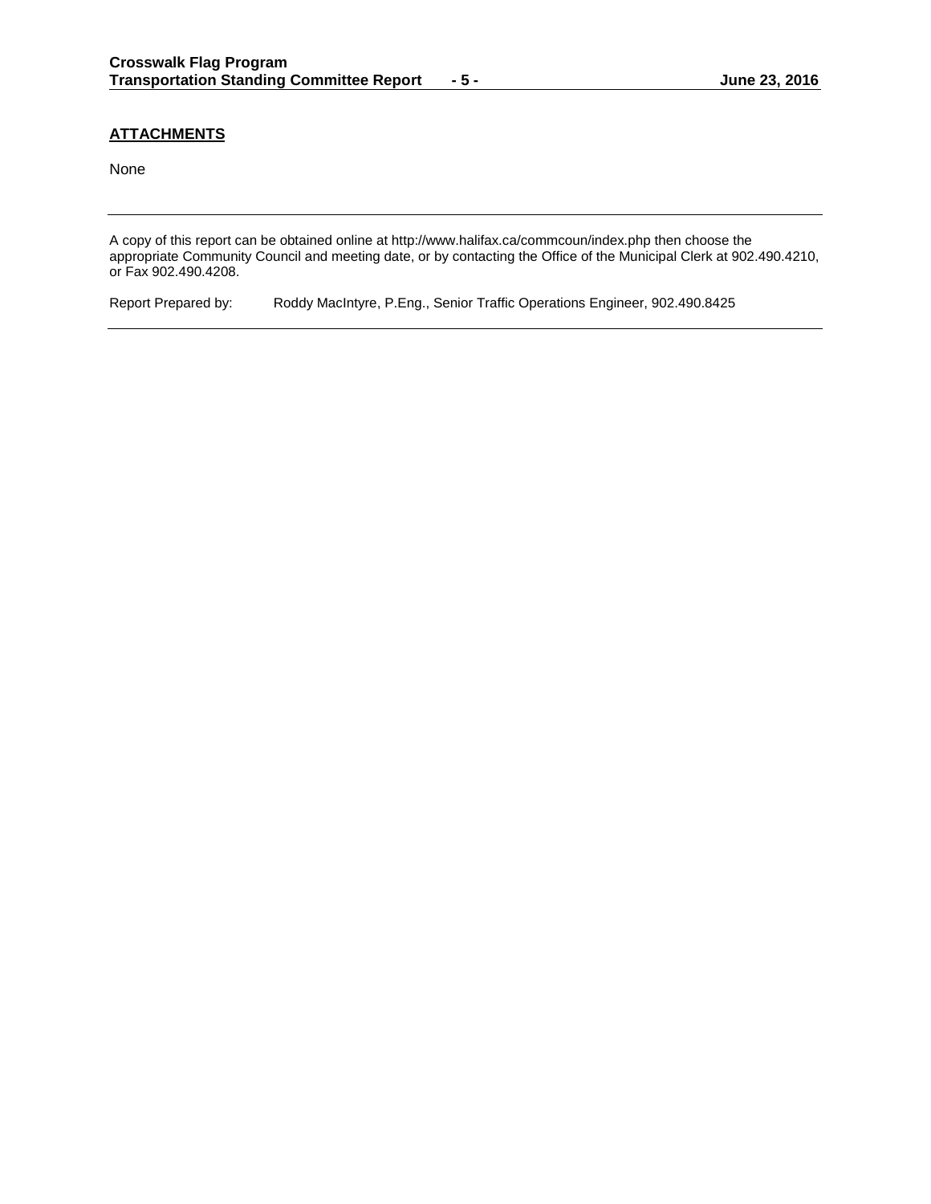## ATTACHMENTS

None

---

A copy of this report can be obtained online at http://www.halifax.ca/commcoun/index.php then choose the appropriate Community Council and meeting date, or by contacting the Office of the Municipal Clerk at 902.490.4210, or Fax 902.490.4208.

Report Prepared by: Roddy MacIntyre, P.Eng., Senior Traffic Operations Engineer, 902.490.8425

---